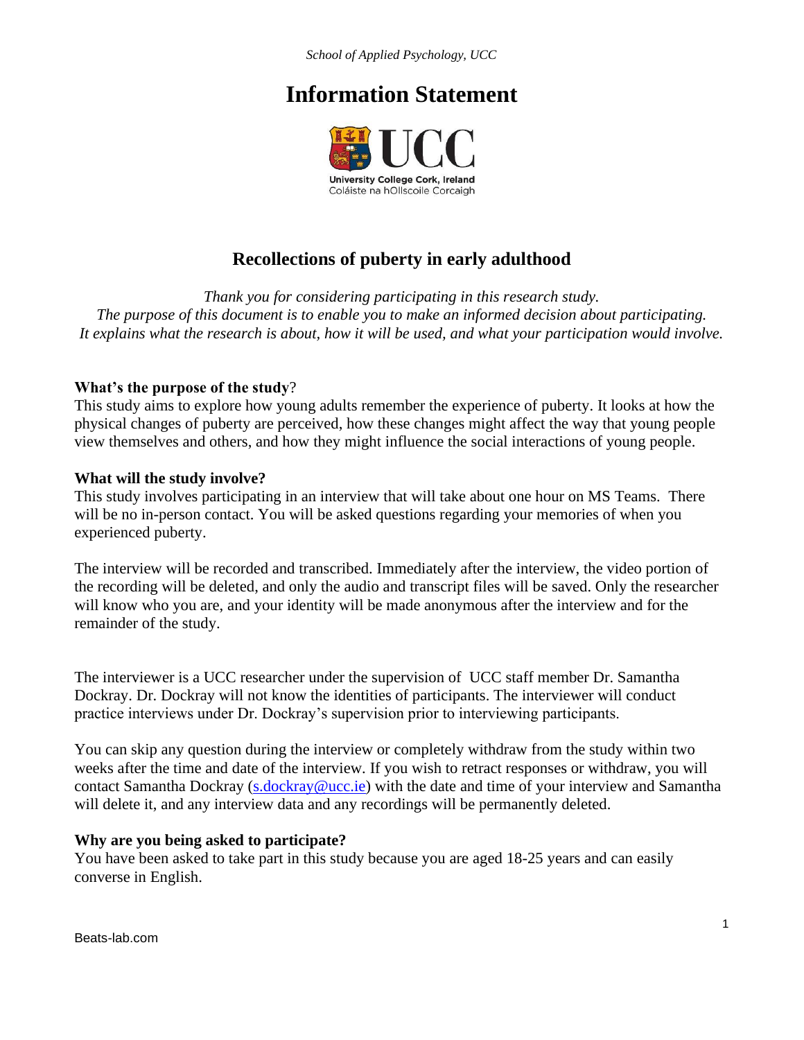*School of Applied Psychology, UCC*

# Information Statement

University College Cork, Ireland
Coláiste na hOllscoile Corcaigh

## Recollections of puberty in early adulthood

*Thank you for considering participating in this research study.*
*The purpose of this document is to enable you to make an informed decision about participating.*
*It explains what the research is about, how it will be used, and what your participation would involve.*

**What's the purpose of the study**?
This study aims to explore how young adults remember the experience of puberty. It looks at how the physical changes of puberty are perceived, how these changes might affect the way that young people view themselves and others, and how they might influence the social interactions of young people.

**What will the study involve?**
This study involves participating in an interview that will take about one hour on MS Teams. There will be no in-person contact. You will be asked questions regarding your memories of when you experienced puberty.

The interview will be recorded and transcribed. Immediately after the interview, the video portion of the recording will be deleted, and only the audio and transcript files will be saved. Only the researcher will know who you are, and your identity will be made anonymous after the interview and for the remainder of the study.

The interviewer is a UCC researcher under the supervision of UCC staff member Dr. Samantha Dockray. Dr. Dockray will not know the identities of participants. The interviewer will conduct practice interviews under Dr. Dockray's supervision prior to interviewing participants.

You can skip any question during the interview or completely withdraw from the study within two weeks after the time and date of the interview. If you wish to retract responses or withdraw, you will contact Samantha Dockray (s.dockray@ucc.ie) with the date and time of your interview and Samantha will delete it, and any interview data and any recordings will be permanently deleted.

**Why are you being asked to participate?**
You have been asked to take part in this study because you are aged 18-25 years and can easily converse in English.

Beats-lab.com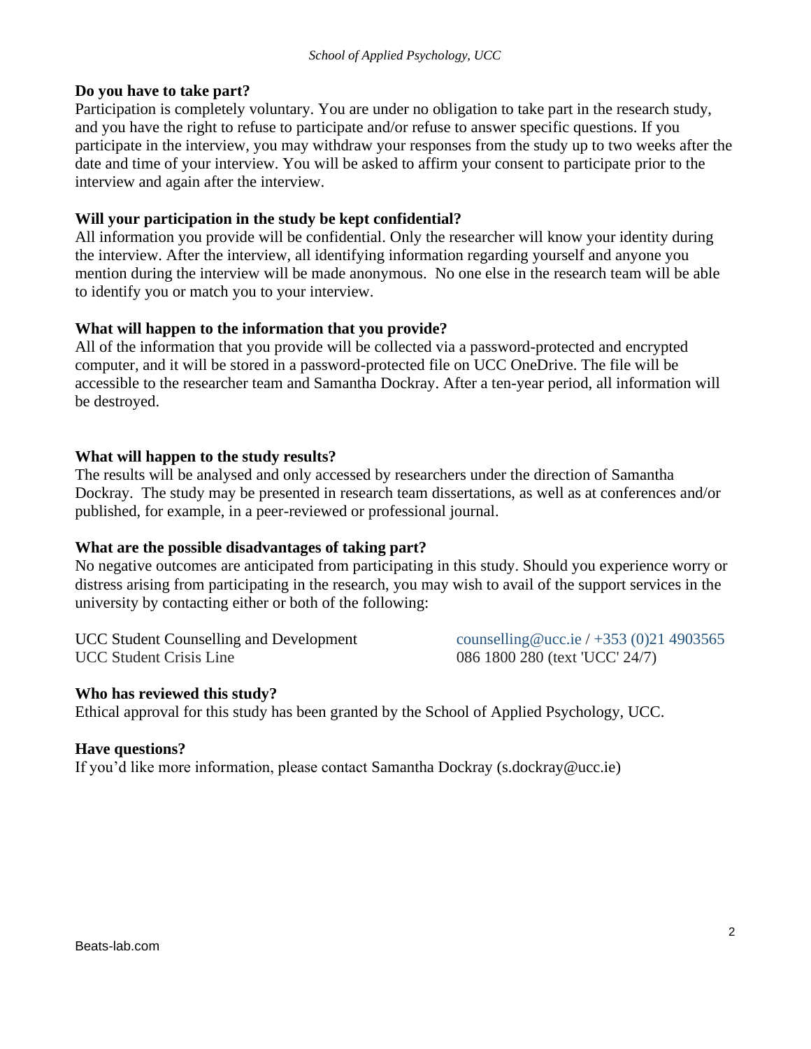**Do you have to take part?**

Participation is completely voluntary. You are under no obligation to take part in the research study, and you have the right to refuse to participate and/or refuse to answer specific questions. If you participate in the interview, you may withdraw your responses from the study up to two weeks after the date and time of your interview. You will be asked to affirm your consent to participate prior to the interview and again after the interview.

**Will your participation in the study be kept confidential?**

All information you provide will be confidential. Only the researcher will know your identity during the interview. After the interview, all identifying information regarding yourself and anyone you mention during the interview will be made anonymous. No one else in the research team will be able to identify you or match you to your interview.

**What will happen to the information that you provide?**

All of the information that you provide will be collected via a password-protected and encrypted computer, and it will be stored in a password-protected file on UCC OneDrive. The file will be accessible to the researcher team and Samantha Dockray. After a ten-year period, all information will be destroyed.

**What will happen to the study results?**

The results will be analysed and only accessed by researchers under the direction of Samantha Dockray. The study may be presented in research team dissertations, as well as at conferences and/or published, for example, in a peer-reviewed or professional journal.

**What are the possible disadvantages of taking part?**

No negative outcomes are anticipated from participating in this study. Should you experience worry or distress arising from participating in the research, you may wish to avail of the support services in the university by contacting either or both of the following:

| | |
|---|---|
| UCC Student Counselling and Development | counselling@ucc.ie / +353 (0)21 4903565 |
| UCC Student Crisis Line | 086 1800 280 (text 'UCC' 24/7) |

**Who has reviewed this study?**

Ethical approval for this study has been granted by the School of Applied Psychology, UCC.

**Have questions?**

If you'd like more information, please contact Samantha Dockray (s.dockray@ucc.ie)